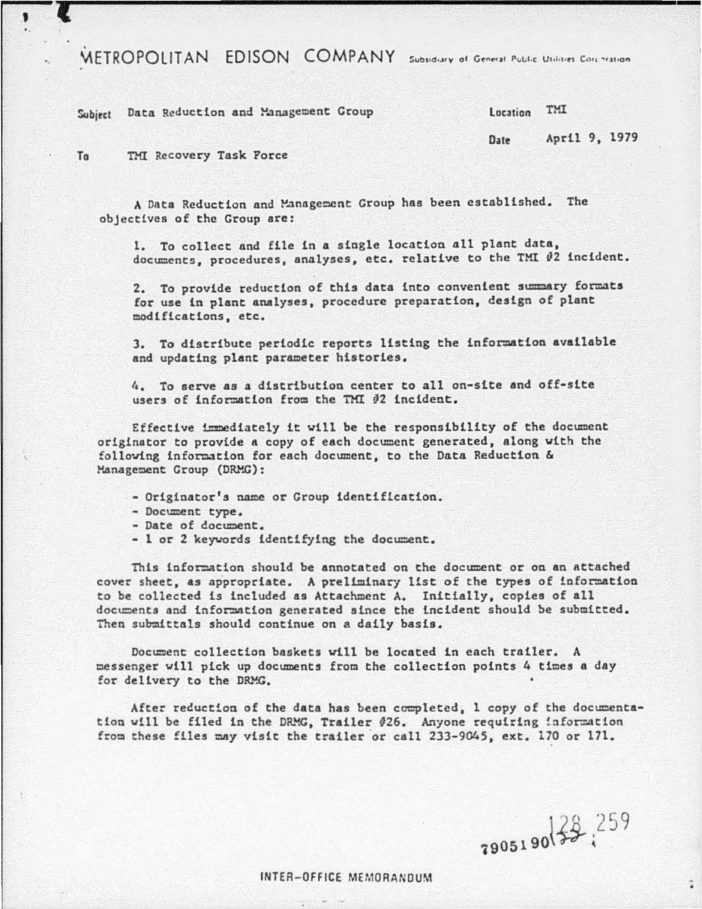# METROPOLITAN EDISON COMPANY

Subsidiary of General Public Utilities Corporation

**Subject** Data Reduction and Management Group

**Location** TMI

**Date** April 9, 1979

**To** TMI Recovery Task Force

A Data Reduction and Management Group has been established. The objectives of the Group are:

1. To collect and file in a single location all plant data, documents, procedures, analyses, etc. relative to the TMI #2 incident.

2. To provide reduction of this data into convenient summary formats for use in plant analyses, procedure preparation, design of plant modifications, etc.

3. To distribute periodic reports listing the information available and updating plant parameter histories.

4. To serve as a distribution center to all on-site and off-site users of information from the TMI #2 incident.

Effective immediately it will be the responsibility of the document originator to provide a copy of each document generated, along with the following information for each document, to the Data Reduction & Management Group (DRMG):

- Originator's name or Group identification.
- Document type.
- Date of document.
- 1 or 2 keywords identifying the document.

This information should be annotated on the document or on an attached cover sheet, as appropriate. A preliminary list of the types of information to be collected is included as Attachment A. Initially, copies of all documents and information generated since the incident should be submitted. Then submittals should continue on a daily basis.

Document collection baskets will be located in each trailer. A messenger will pick up documents from the collection points 4 times a day for delivery to the DRMG.

After reduction of the data has been completed, 1 copy of the documentation will be filed in the DRMG, Trailer #26. Anyone requiring information from these files may visit the trailer or call 233-9045, ext. 170 or 171.

7905190 128 259

INTER-OFFICE MEMORANDUM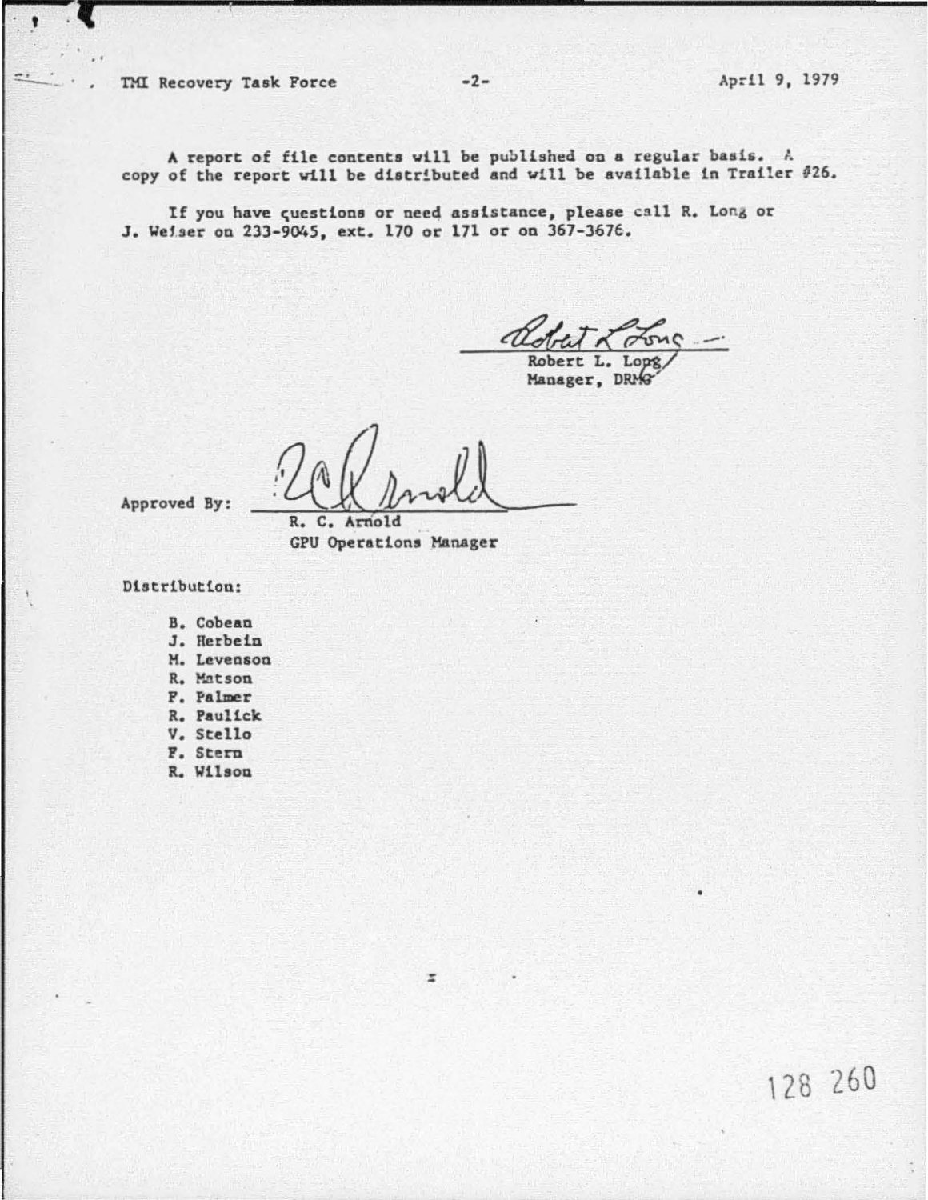A report of file contents will be published on a regular basis. A copy of the report will be distributed and will be available in Trailer #26.

If you have questions or need assistance, please call R. Long or J. Weiser on 233-9045, ext. 170 or 171 or on 367-3676.

Robert L. Long
Manager, DRMG

Approved By:

R. C. Arnold
GPU Operations Manager

Distribution:

- B. Cobean
- J. Herbein
- M. Levenson
- R. Matson
- F. Palmer
- R. Paulick
- V. Stello
- F. Stern
- R. Wilson

128 260